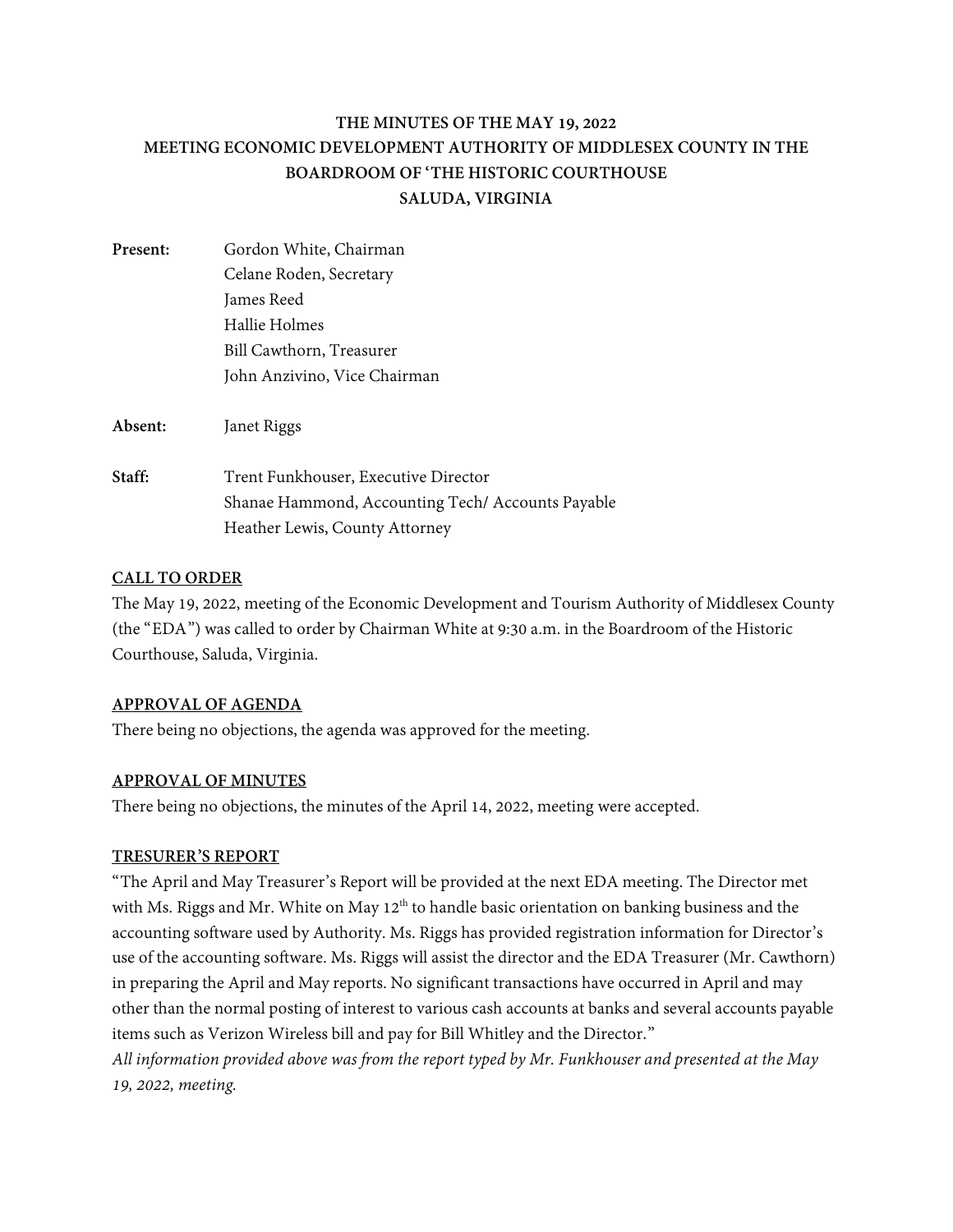# THE MINUTES OF THE MAY 19, 2022 MEETING ECONOMIC DEVELOPMENT AUTHORITY OF MIDDLESEX COUNTY IN THE BOARDROOM OF 'THE HISTORIC COURTHOUSE SALUDA, VIRGINIA

**Present:** Gordon White, Chairman
Celane Roden, Secretary
James Reed
Hallie Holmes
Bill Cawthorn, Treasurer
John Anzivino, Vice Chairman

**Absent:** Janet Riggs

**Staff:** Trent Funkhouser, Executive Director
Shanae Hammond, Accounting Tech/ Accounts Payable
Heather Lewis, County Attorney

## CALL TO ORDER

The May 19, 2022, meeting of the Economic Development and Tourism Authority of Middlesex County (the "EDA") was called to order by Chairman White at 9:30 a.m. in the Boardroom of the Historic Courthouse, Saluda, Virginia.

## APPROVAL OF AGENDA

There being no objections, the agenda was approved for the meeting.

## APPROVAL OF MINUTES

There being no objections, the minutes of the April 14, 2022, meeting were accepted.

## TRESURER'S REPORT

"The April and May Treasurer's Report will be provided at the next EDA meeting. The Director met with Ms. Riggs and Mr. White on May 12th to handle basic orientation on banking business and the accounting software used by Authority. Ms. Riggs has provided registration information for Director's use of the accounting software. Ms. Riggs will assist the director and the EDA Treasurer (Mr. Cawthorn) in preparing the April and May reports. No significant transactions have occurred in April and may other than the normal posting of interest to various cash accounts at banks and several accounts payable items such as Verizon Wireless bill and pay for Bill Whitley and the Director."

*All information provided above was from the report typed by Mr. Funkhouser and presented at the May 19, 2022, meeting.*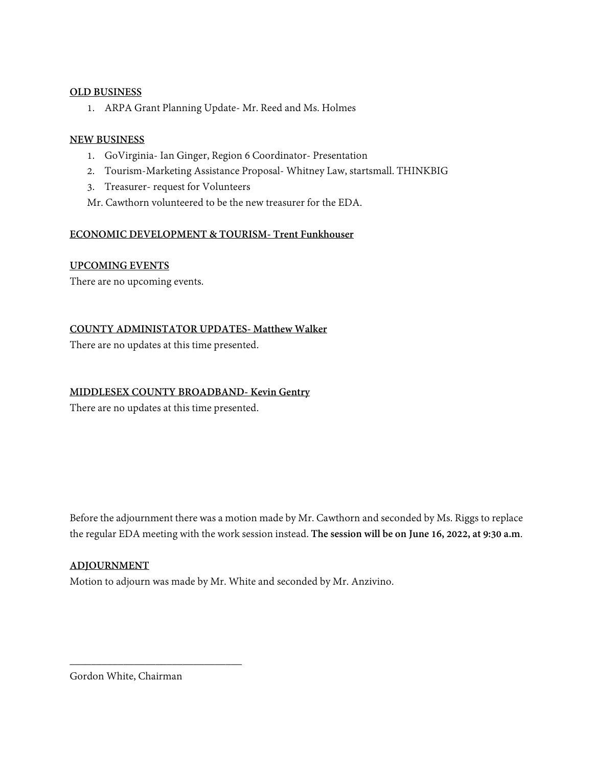**OLD BUSINESS**

1. ARPA Grant Planning Update- Mr. Reed and Ms. Holmes

**NEW BUSINESS**

1. GoVirginia- Ian Ginger, Region 6 Coordinator- Presentation
2. Tourism-Marketing Assistance Proposal- Whitney Law, startsmall. THINKBIG
3. Treasurer- request for Volunteers

Mr. Cawthorn volunteered to be the new treasurer for the EDA.

**ECONOMIC DEVELOPMENT & TOURISM- Trent Funkhouser**

**UPCOMING EVENTS**

There are no upcoming events.

**COUNTY ADMINISTATOR UPDATES- Matthew Walker**

There are no updates at this time presented.

**MIDDLESEX COUNTY BROADBAND- Kevin Gentry**

There are no updates at this time presented.

Before the adjournment there was a motion made by Mr. Cawthorn and seconded by Ms. Riggs to replace the regular EDA meeting with the work session instead. **The session will be on June 16, 2022, at 9:30 a.m**.

**ADJOURNMENT**

Motion to adjourn was made by Mr. White and seconded by Mr. Anzivino.

\_\_\_\_\_\_\_\_\_\_\_\_\_\_\_\_\_\_\_\_\_\_\_\_\_\_\_\_\_\_\_\_

Gordon White, Chairman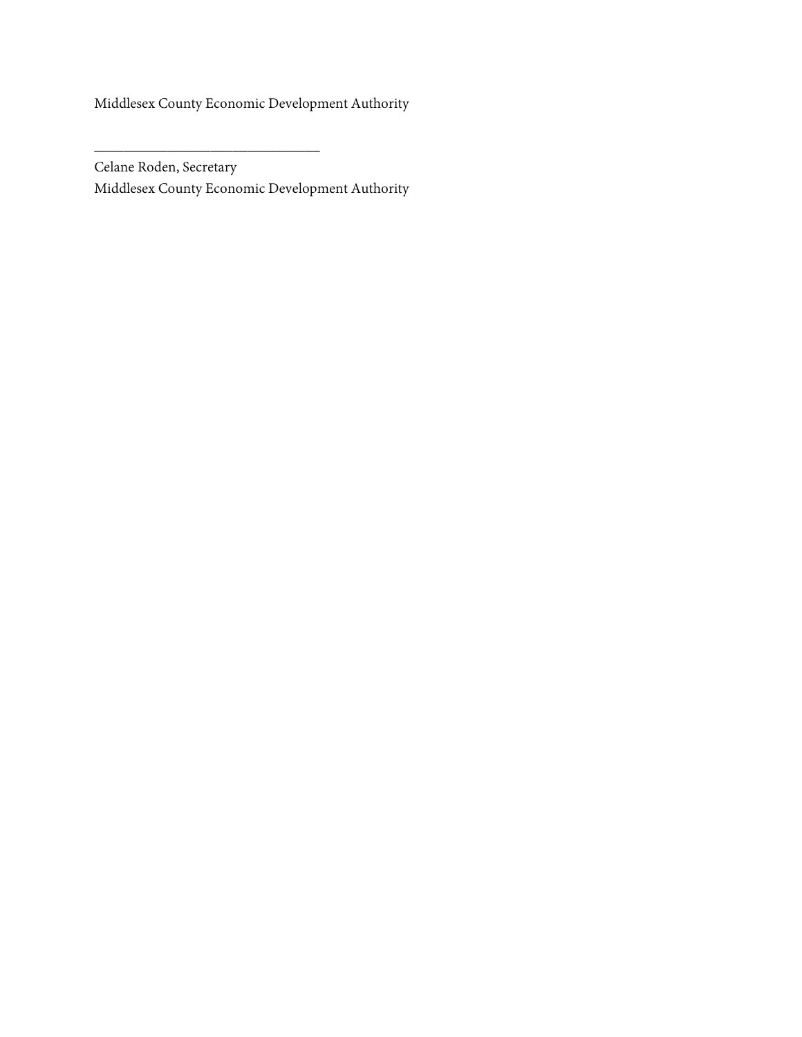Middlesex County Economic Development Authority

\_\_\_\_\_\_\_\_\_\_\_\_\_\_\_\_\_\_\_\_\_\_\_\_\_\_\_\_\_\_

Celane Roden, Secretary
Middlesex County Economic Development Authority